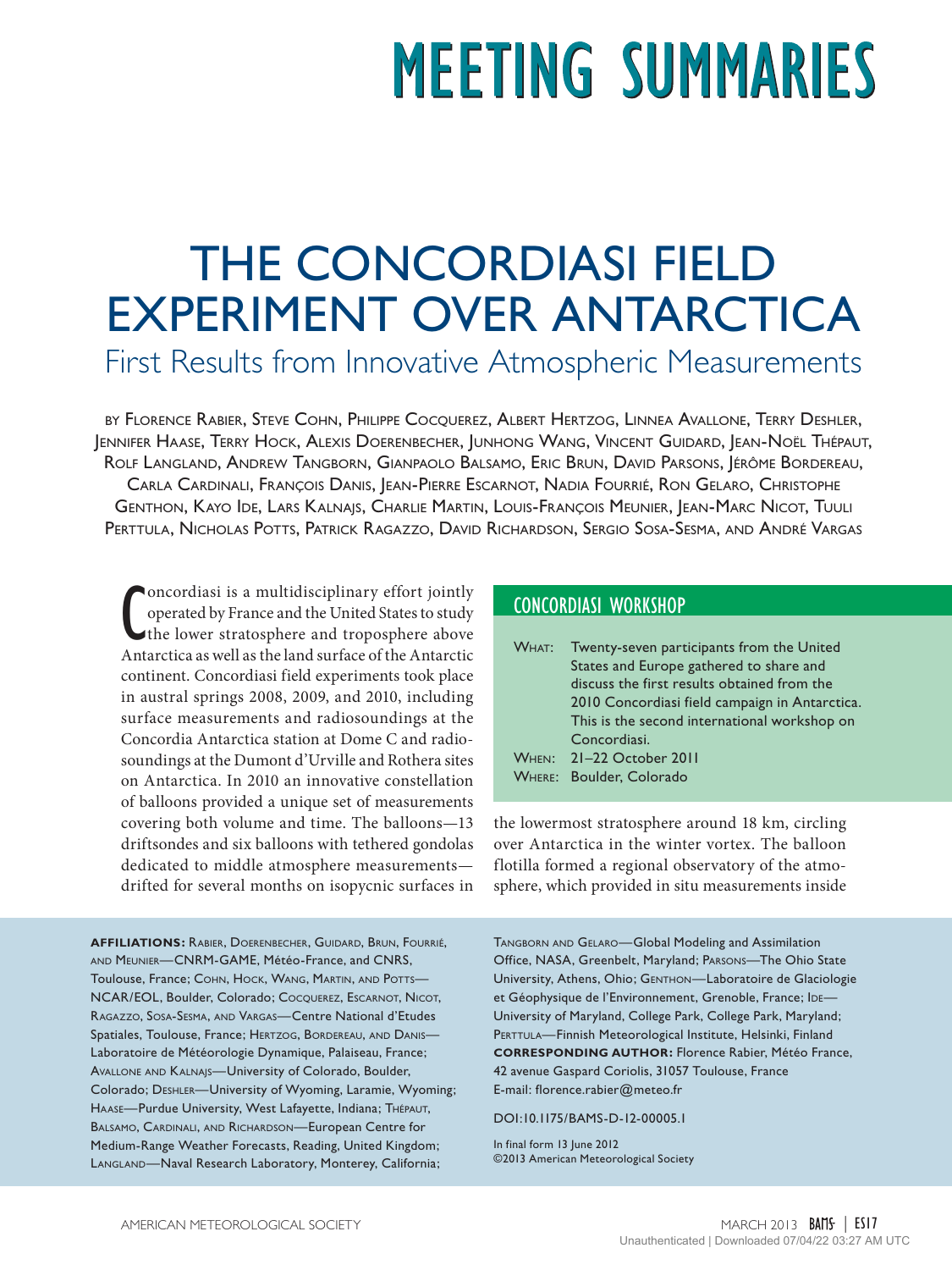# MEETING SUMMARIES

# THE CONCORDIASI FIELD EXPERIMENT OVER ANTARCTICA

## First Results from Innovative Atmospheric Measurements

by Florence Rabier, Steve Cohn, Philippe Cocquerez, Albert Hertzog, Linnea Avallone, Terry Deshler, Jennifer Haase, Terry Hock, Alexis Doerenbecher, Junhong Wang, Vincent Guidard, Jean-Noël Thépaut, Rolf Langland, Andrew Tangborn, Gianpaolo Balsamo, Eric Brun, David Parsons, Jérôme Bordereau, Carla Cardinali, François Danis, Jean-Pierre Escarnot, Nadia Fourrié, Ron Gelaro, Christophe Genthon, Kayo Ide, Lars Kalnajs, Charlie Martin, Louis-François Meunier, Jean-Marc Nicot, Tuuli Perttula, Nicholas Potts, Patrick Ragazzo, David Richardson, Sergio Sosa-Sesma, and André Vargas

Concordiasi is a multidisciplinary effort jointly operated by France and the United States to study the lower stratosphere and troposphere above Antarctica as well as the land surface of the Antarctic continent. Concordiasi field experiments took place in austral springs 2008, 2009, and 2010, including surface measurements and radiosoundings at the Concordia Antarctica station at Dome C and radiosoundings at the Dumont d'Urville and Rothera sites on Antarctica. In 2010 an innovative constellation of balloons provided a unique set of measurements covering both volume and time. The balloons—13 driftsondes and six balloons with tethered gondolas dedicated to middle atmosphere measurements—drifted for several months on isopycnic surfaces in the lowermost stratosphere around 18 km, circling over Antarctica in the winter vortex. The balloon flotilla formed a regional observatory of the atmosphere, which provided in situ measurements inside

### CONCORDIASI WORKSHOP

What: Twenty-seven participants from the United States and Europe gathered to share and discuss the first results obtained from the 2010 Concordiasi field campaign in Antarctica. This is the second international workshop on Concordiasi.
When: 21–22 October 2011
Where: Boulder, Colorado

**AFFILIATIONS:** Rabier, Doerenbecher, Guidard, Brun, Fourrié, and Meunier—CNRM-GAME, Météo-France, and CNRS, Toulouse, France; Cohn, Hock, Wang, Martin, and Potts—NCAR/EOL, Boulder, Colorado; Cocquerez, Escarnot, Nicot, Ragazzo, Sosa-Sesma, and Vargas—Centre National d'Etudes Spatiales, Toulouse, France; Hertzog, Bordereau, and Danis—Laboratoire de Météorologie Dynamique, Palaiseau, France; Avallone and Kalnajs—University of Colorado, Boulder, Colorado; Deshler—University of Wyoming, Laramie, Wyoming; Haase—Purdue University, West Lafayette, Indiana; Thépaut, Balsamo, Cardinali, and Richardson—European Centre for Medium-Range Weather Forecasts, Reading, United Kingdom; Langland—Naval Research Laboratory, Monterey, California; Tangborn and Gelaro—Global Modeling and Assimilation Office, NASA, Greenbelt, Maryland; Parsons—The Ohio State University, Athens, Ohio; Genthon—Laboratoire de Glaciologie et Géophysique de l'Environnement, Grenoble, France; Ide—University of Maryland, College Park, College Park, Maryland; Perttula—Finnish Meteorological Institute, Helsinki, Finland
**CORRESPONDING AUTHOR:** Florence Rabier, Météo France, 42 avenue Gaspard Coriolis, 31057 Toulouse, France
E-mail: florence.rabier@meteo.fr

DOI:10.1175/BAMS-D-12-00005.1

In final form 13 June 2012
©2013 American Meteorological Society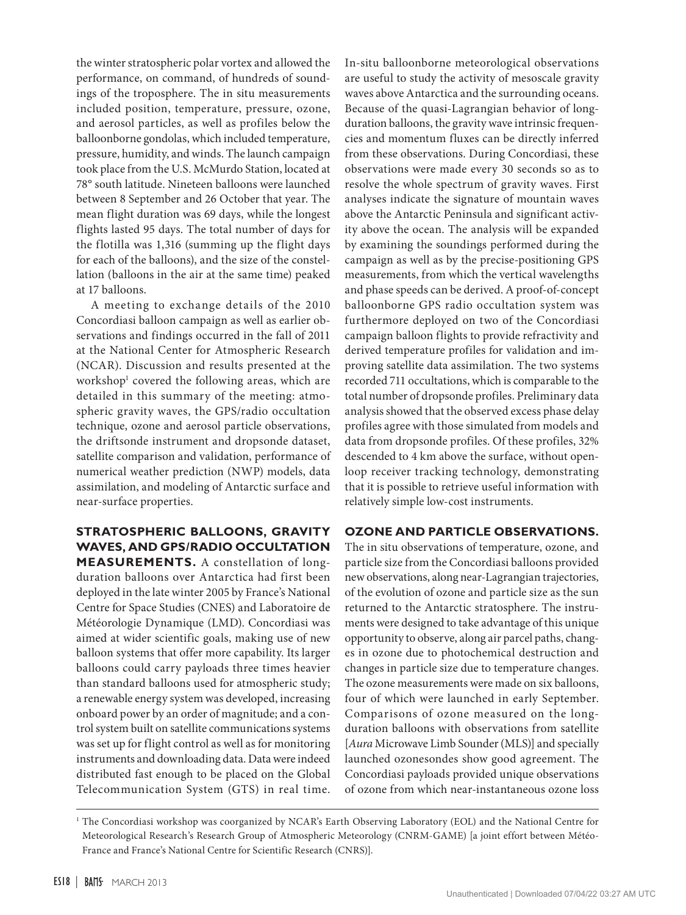the winter stratospheric polar vortex and allowed the performance, on command, of hundreds of soundings of the troposphere. The in situ measurements included position, temperature, pressure, ozone, and aerosol particles, as well as profiles below the balloonborne gondolas, which included temperature, pressure, humidity, and winds. The launch campaign took place from the U.S. McMurdo Station, located at 78° south latitude. Nineteen balloons were launched between 8 September and 26 October that year. The mean flight duration was 69 days, while the longest flights lasted 95 days. The total number of days for the flotilla was 1,316 (summing up the flight days for each of the balloons), and the size of the constellation (balloons in the air at the same time) peaked at 17 balloons.

A meeting to exchange details of the 2010 Concordiasi balloon campaign as well as earlier observations and findings occurred in the fall of 2011 at the National Center for Atmospheric Research (NCAR). Discussion and results presented at the workshop[1] covered the following areas, which are detailed in this summary of the meeting: atmospheric gravity waves, the GPS/radio occultation technique, ozone and aerosol particle observations, the driftsonde instrument and dropsonde dataset, satellite comparison and validation, performance of numerical weather prediction (NWP) models, data assimilation, and modeling of Antarctic surface and near-surface properties.

## STRATOSPHERIC BALLOONS, GRAVITY WAVES, AND GPS/RADIO OCCULTATION MEASUREMENTS.

A constellation of long-duration balloons over Antarctica had first been deployed in the late winter 2005 by France's National Centre for Space Studies (CNES) and Laboratoire de Météorologie Dynamique (LMD). Concordiasi was aimed at wider scientific goals, making use of new balloon systems that offer more capability. Its larger balloons could carry payloads three times heavier than standard balloons used for atmospheric study; a renewable energy system was developed, increasing onboard power by an order of magnitude; and a control system built on satellite communications systems was set up for flight control as well as for monitoring instruments and downloading data. Data were indeed distributed fast enough to be placed on the Global Telecommunication System (GTS) in real time.

In-situ balloonborne meteorological observations are useful to study the activity of mesoscale gravity waves above Antarctica and the surrounding oceans. Because of the quasi-Lagrangian behavior of long-duration balloons, the gravity wave intrinsic frequencies and momentum fluxes can be directly inferred from these observations. During Concordiasi, these observations were made every 30 seconds so as to resolve the whole spectrum of gravity waves. First analyses indicate the signature of mountain waves above the Antarctic Peninsula and significant activity above the ocean. The analysis will be expanded by examining the soundings performed during the campaign as well as by the precise-positioning GPS measurements, from which the vertical wavelengths and phase speeds can be derived. A proof-of-concept balloonborne GPS radio occultation system was furthermore deployed on two of the Concordiasi campaign balloon flights to provide refractivity and derived temperature profiles for validation and improving satellite data assimilation. The two systems recorded 711 occultations, which is comparable to the total number of dropsonde profiles. Preliminary data analysis showed that the observed excess phase delay profiles agree with those simulated from models and data from dropsonde profiles. Of these profiles, 32% descended to 4 km above the surface, without open-loop receiver tracking technology, demonstrating that it is possible to retrieve useful information with relatively simple low-cost instruments.

## OZONE AND PARTICLE OBSERVATIONS.

The in situ observations of temperature, ozone, and particle size from the Concordiasi balloons provided new observations, along near-Lagrangian trajectories, of the evolution of ozone and particle size as the sun returned to the Antarctic stratosphere. The instruments were designed to take advantage of this unique opportunity to observe, along air parcel paths, changes in ozone due to photochemical destruction and changes in particle size due to temperature changes. The ozone measurements were made on six balloons, four of which were launched in early September. Comparisons of ozone measured on the long-duration balloons with observations from satellite [*Aura* Microwave Limb Sounder (MLS)] and specially launched ozonesondes show good agreement. The Concordiasi payloads provided unique observations of ozone from which near-instantaneous ozone loss

[1] The Concordiasi workshop was coorganized by NCAR's Earth Observing Laboratory (EOL) and the National Centre for Meteorological Research's Research Group of Atmospheric Meteorology (CNRM-GAME) [a joint effort between Météo-France and France's National Centre for Scientific Research (CNRS)].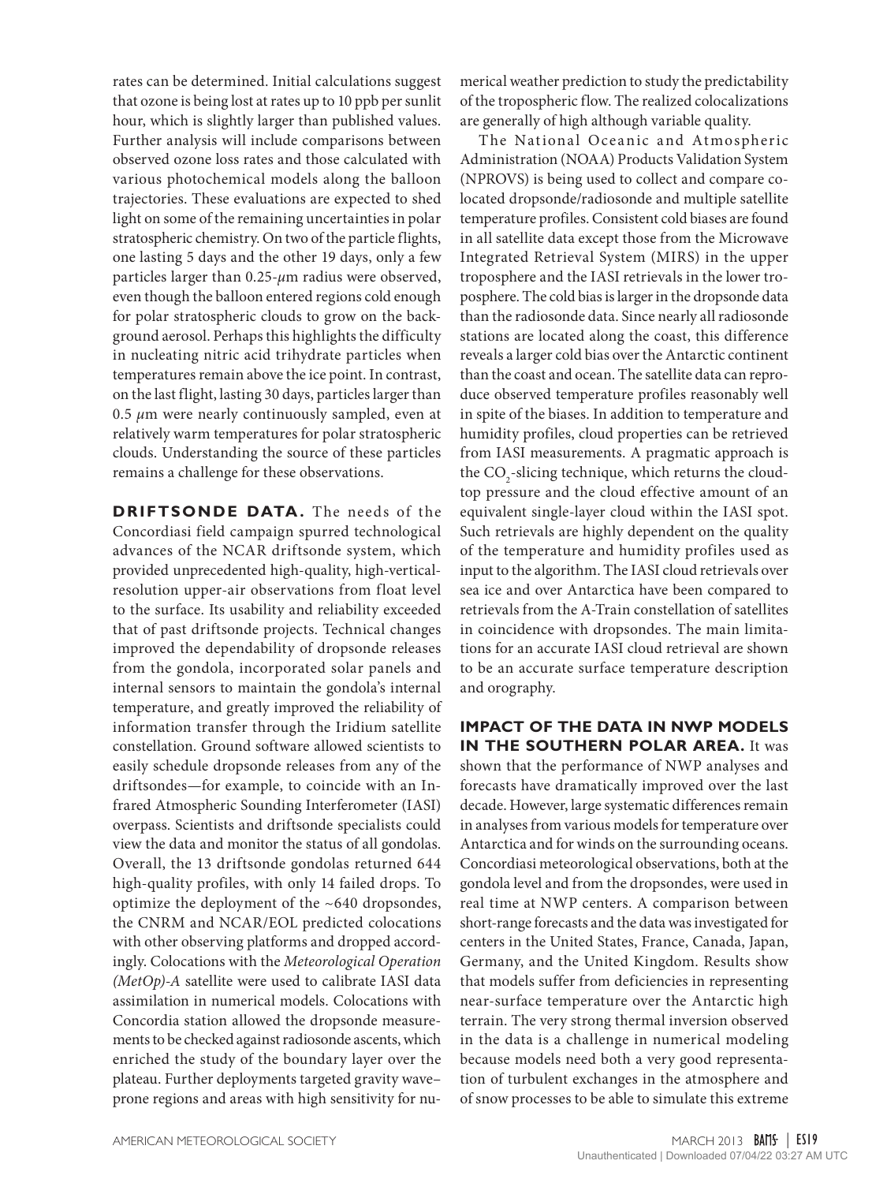rates can be determined. Initial calculations suggest that ozone is being lost at rates up to 10 ppb per sunlit hour, which is slightly larger than published values. Further analysis will include comparisons between observed ozone loss rates and those calculated with various photochemical models along the balloon trajectories. These evaluations are expected to shed light on some of the remaining uncertainties in polar stratospheric chemistry. On two of the particle flights, one lasting 5 days and the other 19 days, only a few particles larger than 0.25-$\mu$m radius were observed, even though the balloon entered regions cold enough for polar stratospheric clouds to grow on the background aerosol. Perhaps this highlights the difficulty in nucleating nitric acid trihydrate particles when temperatures remain above the ice point. In contrast, on the last flight, lasting 30 days, particles larger than 0.5 $\mu$m were nearly continuously sampled, even at relatively warm temperatures for polar stratospheric clouds. Understanding the source of these particles remains a challenge for these observations.

**DRIFTSONDE DATA.** The needs of the Concordiasi field campaign spurred technological advances of the NCAR driftsonde system, which provided unprecedented high-quality, high-vertical-resolution upper-air observations from float level to the surface. Its usability and reliability exceeded that of past driftsonde projects. Technical changes improved the dependability of dropsonde releases from the gondola, incorporated solar panels and internal sensors to maintain the gondola's internal temperature, and greatly improved the reliability of information transfer through the Iridium satellite constellation. Ground software allowed scientists to easily schedule dropsonde releases from any of the driftsondes—for example, to coincide with an Infrared Atmospheric Sounding Interferometer (IASI) overpass. Scientists and driftsonde specialists could view the data and monitor the status of all gondolas. Overall, the 13 driftsonde gondolas returned 644 high-quality profiles, with only 14 failed drops. To optimize the deployment of the ~640 dropsondes, the CNRM and NCAR/EOL predicted colocations with other observing platforms and dropped accordingly. Colocations with the *Meteorological Operation (MetOp)-A* satellite were used to calibrate IASI data assimilation in numerical models. Colocations with Concordia station allowed the dropsonde measurements to be checked against radiosonde ascents, which enriched the study of the boundary layer over the plateau. Further deployments targeted gravity wave–prone regions and areas with high sensitivity for numerical weather prediction to study the predictability of the tropospheric flow. The realized colocalizations are generally of high although variable quality.

The National Oceanic and Atmospheric Administration (NOAA) Products Validation System (NPROVS) is being used to collect and compare colocated dropsonde/radiosonde and multiple satellite temperature profiles. Consistent cold biases are found in all satellite data except those from the Microwave Integrated Retrieval System (MIRS) in the upper troposphere and the IASI retrievals in the lower troposphere. The cold bias is larger in the dropsonde data than the radiosonde data. Since nearly all radiosonde stations are located along the coast, this difference reveals a larger cold bias over the Antarctic continent than the coast and ocean. The satellite data can reproduce observed temperature profiles reasonably well in spite of the biases. In addition to temperature and humidity profiles, cloud properties can be retrieved from IASI measurements. A pragmatic approach is the $CO_2$-slicing technique, which returns the cloud-top pressure and the cloud effective amount of an equivalent single-layer cloud within the IASI spot. Such retrievals are highly dependent on the quality of the temperature and humidity profiles used as input to the algorithm. The IASI cloud retrievals over sea ice and over Antarctica have been compared to retrievals from the A-Train constellation of satellites in coincidence with dropsondes. The main limitations for an accurate IASI cloud retrieval are shown to be an accurate surface temperature description and orography.

**IMPACT OF THE DATA IN NWP MODELS IN THE SOUTHERN POLAR AREA.** It was shown that the performance of NWP analyses and forecasts have dramatically improved over the last decade. However, large systematic differences remain in analyses from various models for temperature over Antarctica and for winds on the surrounding oceans. Concordiasi meteorological observations, both at the gondola level and from the dropsondes, were used in real time at NWP centers. A comparison between short-range forecasts and the data was investigated for centers in the United States, France, Canada, Japan, Germany, and the United Kingdom. Results show that models suffer from deficiencies in representing near-surface temperature over the Antarctic high terrain. The very strong thermal inversion observed in the data is a challenge in numerical modeling because models need both a very good representation of turbulent exchanges in the atmosphere and of snow processes to be able to simulate this extreme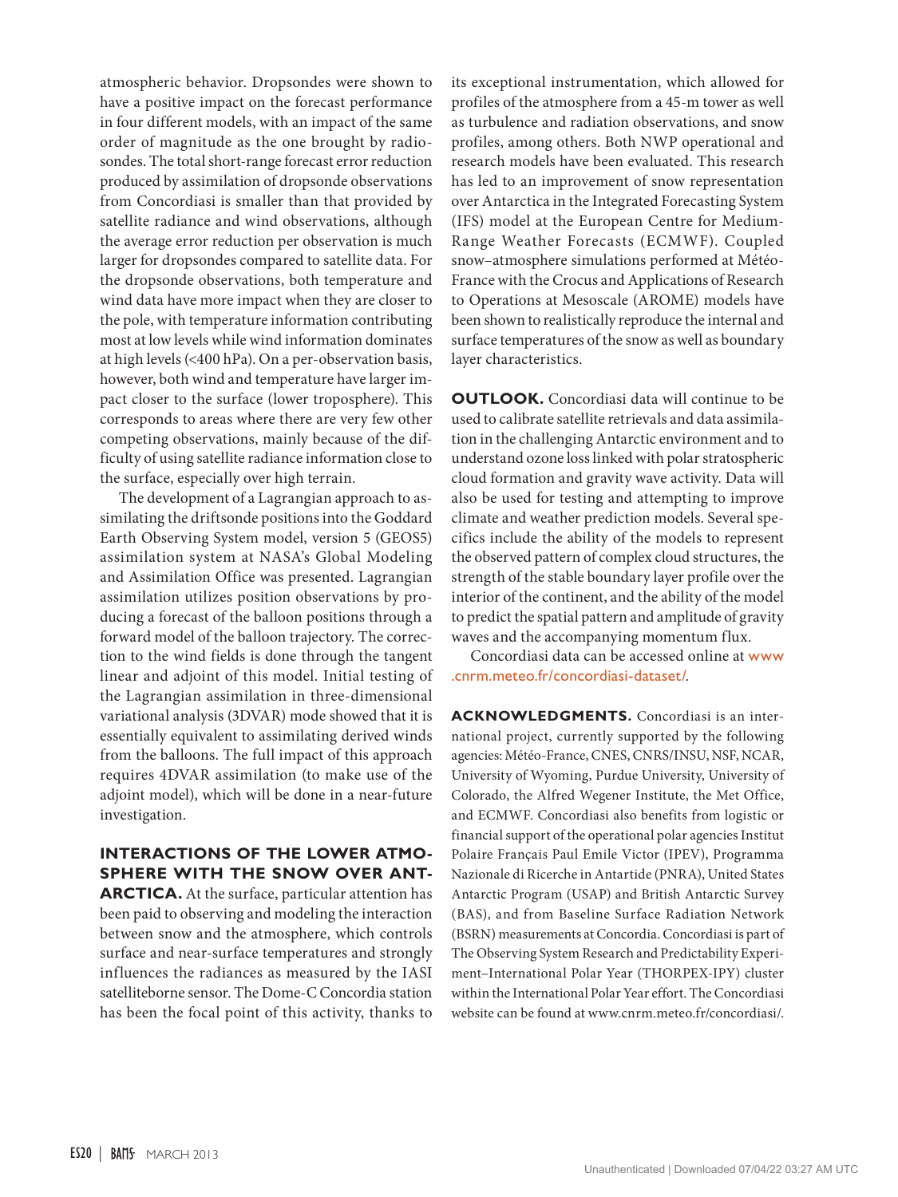atmospheric behavior. Dropsondes were shown to have a positive impact on the forecast performance in four different models, with an impact of the same order of magnitude as the one brought by radiosondes. The total short-range forecast error reduction produced by assimilation of dropsonde observations from Concordiasi is smaller than that provided by satellite radiance and wind observations, although the average error reduction per observation is much larger for dropsondes compared to satellite data. For the dropsonde observations, both temperature and wind data have more impact when they are closer to the pole, with temperature information contributing most at low levels while wind information dominates at high levels (<400 hPa). On a per-observation basis, however, both wind and temperature have larger impact closer to the surface (lower troposphere). This corresponds to areas where there are very few other competing observations, mainly because of the difficulty of using satellite radiance information close to the surface, especially over high terrain.

The development of a Lagrangian approach to assimilating the driftsonde positions into the Goddard Earth Observing System model, version 5 (GEOS5) assimilation system at NASA's Global Modeling and Assimilation Office was presented. Lagrangian assimilation utilizes position observations by producing a forecast of the balloon positions through a forward model of the balloon trajectory. The correction to the wind fields is done through the tangent linear and adjoint of this model. Initial testing of the Lagrangian assimilation in three-dimensional variational analysis (3DVAR) mode showed that it is essentially equivalent to assimilating derived winds from the balloons. The full impact of this approach requires 4DVAR assimilation (to make use of the adjoint model), which will be done in a near-future investigation.

**INTERACTIONS OF THE LOWER ATMOSPHERE WITH THE SNOW OVER ANTARCTICA.** At the surface, particular attention has been paid to observing and modeling the interaction between snow and the atmosphere, which controls surface and near-surface temperatures and strongly influences the radiances as measured by the IASI satelliteborne sensor. The Dome-C Concordia station has been the focal point of this activity, thanks to its exceptional instrumentation, which allowed for profiles of the atmosphere from a 45-m tower as well as turbulence and radiation observations, and snow profiles, among others. Both NWP operational and research models have been evaluated. This research has led to an improvement of snow representation over Antarctica in the Integrated Forecasting System (IFS) model at the European Centre for Medium-Range Weather Forecasts (ECMWF). Coupled snow–atmosphere simulations performed at Météo-France with the Crocus and Applications of Research to Operations at Mesoscale (AROME) models have been shown to realistically reproduce the internal and surface temperatures of the snow as well as boundary layer characteristics.

**OUTLOOK.** Concordiasi data will continue to be used to calibrate satellite retrievals and data assimilation in the challenging Antarctic environment and to understand ozone loss linked with polar stratospheric cloud formation and gravity wave activity. Data will also be used for testing and attempting to improve climate and weather prediction models. Several specifics include the ability of the models to represent the observed pattern of complex cloud structures, the strength of the stable boundary layer profile over the interior of the continent, and the ability of the model to predict the spatial pattern and amplitude of gravity waves and the accompanying momentum flux.

Concordiasi data can be accessed online at www.cnrm.meteo.fr/concordiasi-dataset/.

**ACKNOWLEDGMENTS.** Concordiasi is an international project, currently supported by the following agencies: Météo-France, CNES, CNRS/INSU, NSF, NCAR, University of Wyoming, Purdue University, University of Colorado, the Alfred Wegener Institute, the Met Office, and ECMWF. Concordiasi also benefits from logistic or financial support of the operational polar agencies Institut Polaire Français Paul Emile Victor (IPEV), Programma Nazionale di Ricerche in Antartide (PNRA), United States Antarctic Program (USAP) and British Antarctic Survey (BAS), and from Baseline Surface Radiation Network (BSRN) measurements at Concordia. Concordiasi is part of The Observing System Research and Predictability Experiment–International Polar Year (THORPEX-IPY) cluster within the International Polar Year effort. The Concordiasi website can be found at www.cnrm.meteo.fr/concordiasi/.